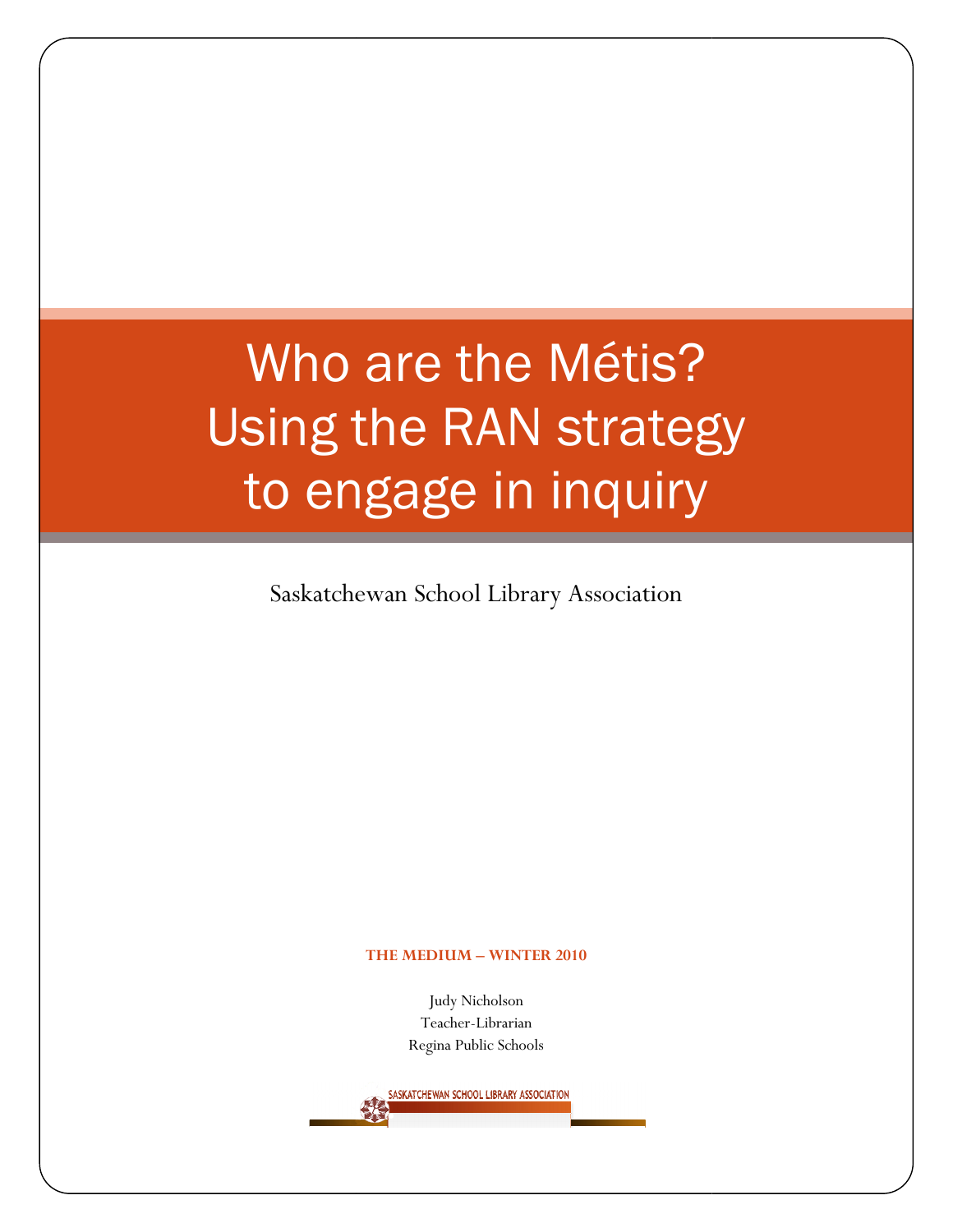# Who are the Métis? Using the RAN strategy to engage in inquiry

Saskatchewan School Library Association

**THE MEDIUM – WINTER 2010**

Judy Nicholson
Teacher-Librarian
Regina Public Schools

SASKATCHEWAN SCHOOL LIBRARY ASSOCIATION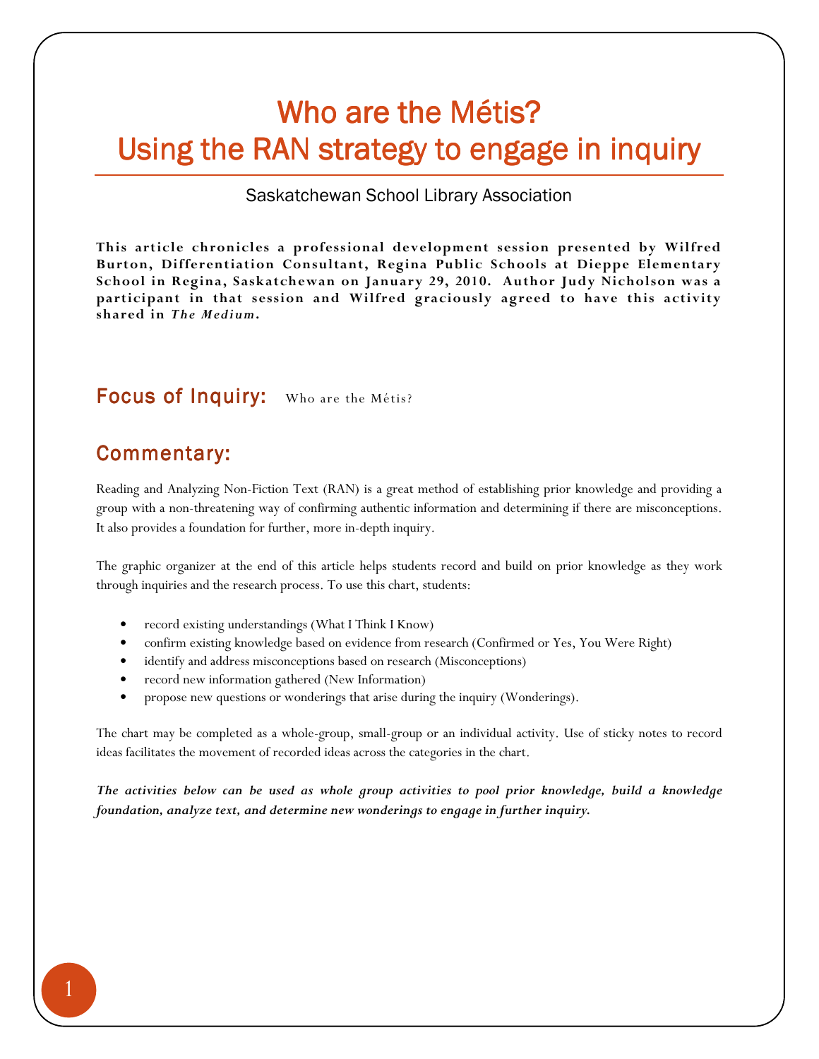# Who are the Métis?
# Using the RAN strategy to engage in inquiry

Saskatchewan School Library Association

**This article chronicles a professional development session presented by Wilfred Burton, Differentiation Consultant, Regina Public Schools at Dieppe Elementary School in Regina, Saskatchewan on January 29, 2010. Author Judy Nicholson was a participant in that session and Wilfred graciously agreed to have this activity shared in *The Medium*.**

## Focus of Inquiry: Who are the Métis?

## Commentary:

Reading and Analyzing Non-Fiction Text (RAN) is a great method of establishing prior knowledge and providing a group with a non-threatening way of confirming authentic information and determining if there are misconceptions. It also provides a foundation for further, more in-depth inquiry.

The graphic organizer at the end of this article helps students record and build on prior knowledge as they work through inquiries and the research process. To use this chart, students:

- record existing understandings (What I Think I Know)
- confirm existing knowledge based on evidence from research (Confirmed or Yes, You Were Right)
- identify and address misconceptions based on research (Misconceptions)
- record new information gathered (New Information)
- propose new questions or wonderings that arise during the inquiry (Wonderings).

The chart may be completed as a whole-group, small-group or an individual activity. Use of sticky notes to record ideas facilitates the movement of recorded ideas across the categories in the chart.

***The activities below can be used as whole group activities to pool prior knowledge, build a knowledge foundation, analyze text, and determine new wonderings to engage in further inquiry.***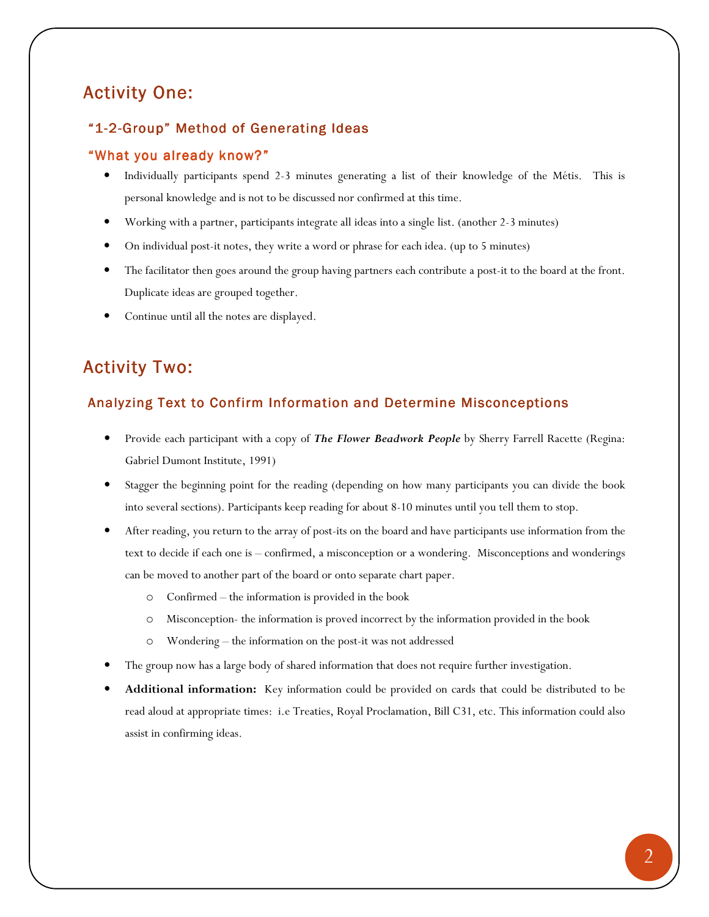## Activity One:

### "1-2-Group" Method of Generating Ideas

### "What you already know?"

- Individually participants spend 2-3 minutes generating a list of their knowledge of the Métis. This is personal knowledge and is not to be discussed nor confirmed at this time.
- Working with a partner, participants integrate all ideas into a single list. (another 2-3 minutes)
- On individual post-it notes, they write a word or phrase for each idea. (up to 5 minutes)
- The facilitator then goes around the group having partners each contribute a post-it to the board at the front. Duplicate ideas are grouped together.
- Continue until all the notes are displayed.

## Activity Two:

### Analyzing Text to Confirm Information and Determine Misconceptions

- Provide each participant with a copy of ***The Flower Beadwork People*** by Sherry Farrell Racette (Regina: Gabriel Dumont Institute, 1991)
- Stagger the beginning point for the reading (depending on how many participants you can divide the book into several sections). Participants keep reading for about 8-10 minutes until you tell them to stop.
- After reading, you return to the array of post-its on the board and have participants use information from the text to decide if each one is – confirmed, a misconception or a wondering. Misconceptions and wonderings can be moved to another part of the board or onto separate chart paper.
  - Confirmed – the information is provided in the book
  - Misconception- the information is proved incorrect by the information provided in the book
  - Wondering – the information on the post-it was not addressed
- The group now has a large body of shared information that does not require further investigation.
- **Additional information:** Key information could be provided on cards that could be distributed to be read aloud at appropriate times: i.e Treaties, Royal Proclamation, Bill C31, etc. This information could also assist in confirming ideas.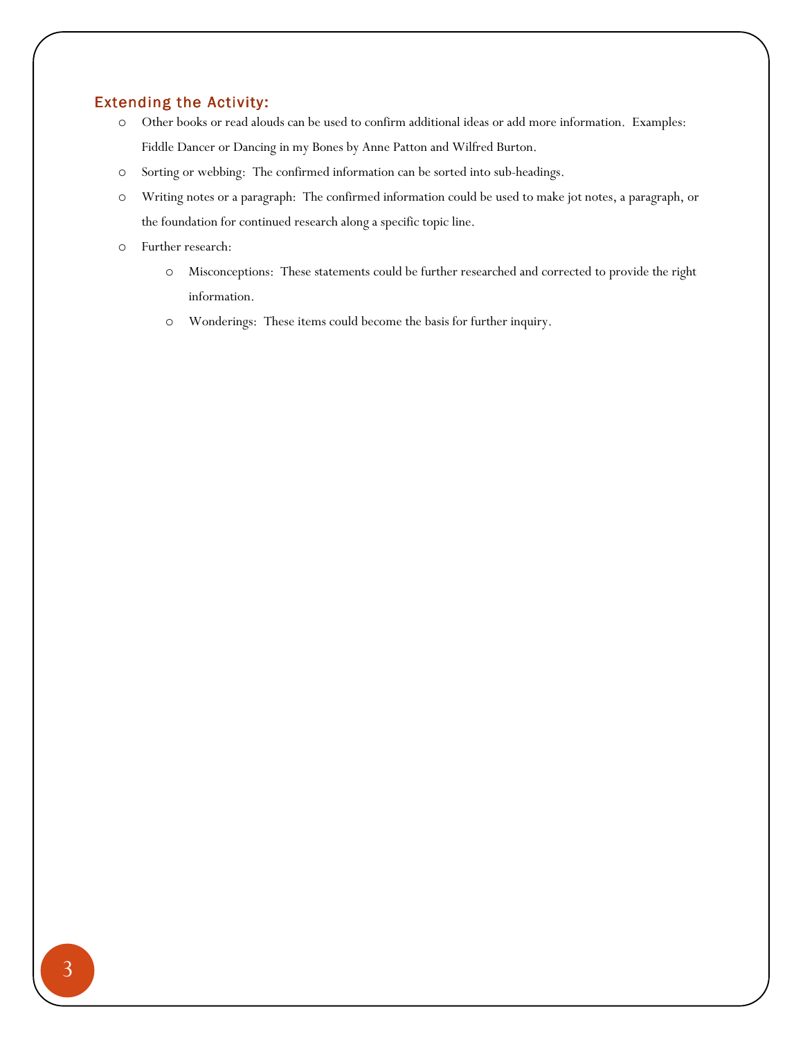## Extending the Activity:

- Other books or read alouds can be used to confirm additional ideas or add more information. Examples: Fiddle Dancer or Dancing in my Bones by Anne Patton and Wilfred Burton.
- Sorting or webbing: The confirmed information can be sorted into sub-headings.
- Writing notes or a paragraph: The confirmed information could be used to make jot notes, a paragraph, or the foundation for continued research along a specific topic line.
- Further research:
  - Misconceptions: These statements could be further researched and corrected to provide the right information.
  - Wonderings: These items could become the basis for further inquiry.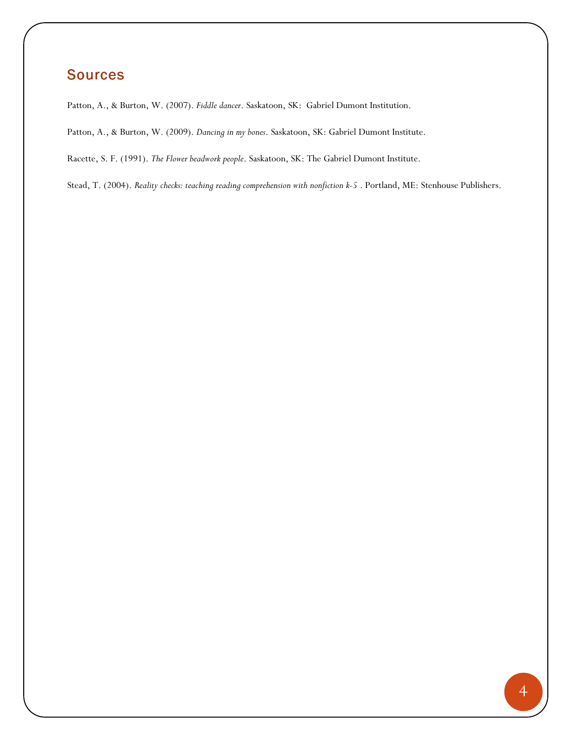## Sources

Patton, A., & Burton, W. (2007). *Fiddle dancer*. Saskatoon, SK: Gabriel Dumont Institution.

Patton, A., & Burton, W. (2009). *Dancing in my bones*. Saskatoon, SK: Gabriel Dumont Institute.

Racette, S. F. (1991). *The Flower beadwork people*. Saskatoon, SK: The Gabriel Dumont Institute.

Stead, T. (2004). *Reality checks: teaching reading comprehension with nonfiction k-5* . Portland, ME: Stenhouse Publishers.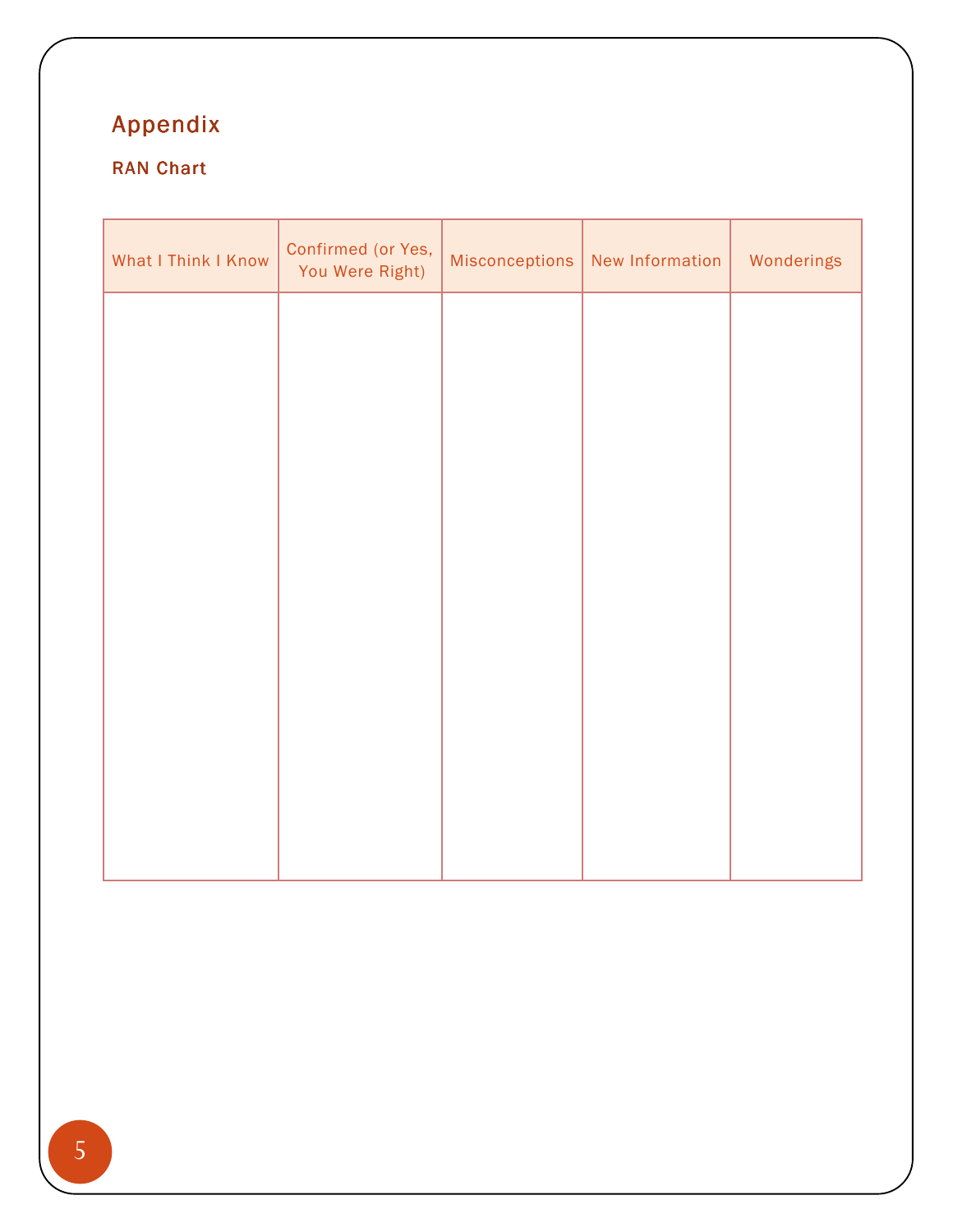# Appendix

## RAN Chart

| What I Think I Know | Confirmed (or Yes, You Were Right) | Misconceptions | New Information | Wonderings |
| --- | --- | --- | --- | --- |
| | | | | |